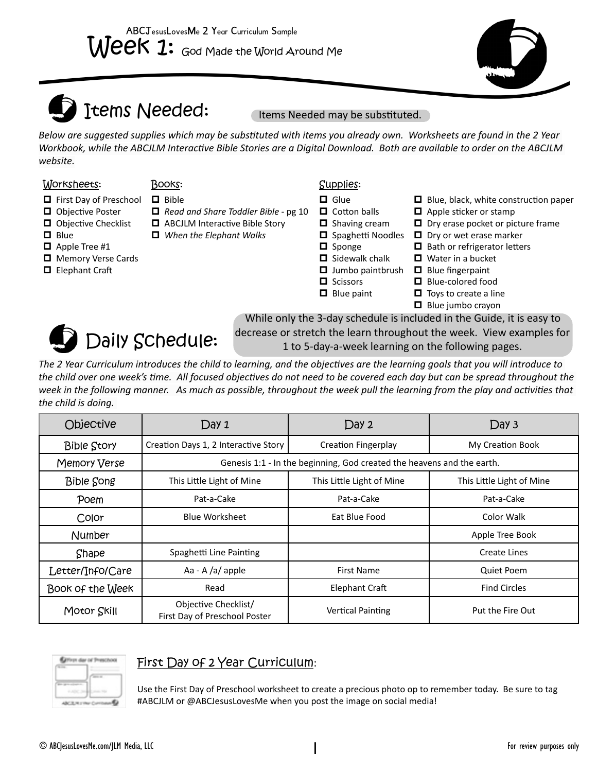ABCJesusLovesMe 2 Year Curriculum Sample

# Week 1: God Made the World Around Me

## Items Needed:

Items Needed may be substituted.

*Below are suggested supplies which may be substituted with items you already own. Worksheets are found in the 2 Year Workbook, while the ABCJLM Interactive Bible Stories are a Digital Download. Both are available to order on the ABCJLM website.*

**Worksheets:**

- ☐ First Day of Preschool
- ☐ Objective Poster
- ☐ Objective Checklist
- ☐ Blue
- ☐ Apple Tree #1
- ☐ Memory Verse Cards
- ☐ Elephant Craft

**Books:**

- ☐ Bible
- ☐ *Read and Share Toddler Bible* - pg 10
- ☐ ABCJLM Interactive Bible Story
- ☐ *When the Elephant Walks*

**Supplies:**

- ☐ Glue
- ☐ Cotton balls
- ☐ Shaving cream
- ☐ Spaghetti Noodles
- ☐ Sponge
- ☐ Sidewalk chalk
- ☐ Jumbo paintbrush
- ☐ Scissors
- ☐ Blue paint
- ☐ Blue, black, white construction paper
- ☐ Apple sticker or stamp
- ☐ Dry erase pocket or picture frame
- ☐ Dry or wet erase marker
- ☐ Bath or refrigerator letters
- ☐ Water in a bucket
- ☐ Blue fingerpaint
- ☐ Blue-colored food
- ☐ Toys to create a line
- ☐ Blue jumbo crayon

## Daily Schedule:

While only the 3-day schedule is included in the Guide, it is easy to decrease or stretch the learn throughout the week. View examples for 1 to 5-day-a-week learning on the following pages.

*The 2 Year Curriculum introduces the child to learning, and the objectives are the learning goals that you will introduce to the child over one week's time. All focused objectives do not need to be covered each day but can be spread throughout the week in the following manner. As much as possible, throughout the week pull the learning from the play and activities that the child is doing.*

| Objective | Day 1 | Day 2 | Day 3 |
|---|---|---|---|
| Bible Story | Creation Days 1, 2 Interactive Story | Creation Fingerplay | My Creation Book |
| Memory Verse | Genesis 1:1 - In the beginning, God created the heavens and the earth. | | |
| Bible Song | This Little Light of Mine | This Little Light of Mine | This Little Light of Mine |
| Poem | Pat-a-Cake | Pat-a-Cake | Pat-a-Cake |
| Color | Blue Worksheet | Eat Blue Food | Color Walk |
| Number | | | Apple Tree Book |
| Shape | Spaghetti Line Painting | | Create Lines |
| Letter/Info/Care | Aa - A /a/ apple | First Name | Quiet Poem |
| Book of the Week | Read | Elephant Craft | Find Circles |
| Motor Skill | Objective Checklist/ First Day of Preschool Poster | Vertical Painting | Put the Fire Out |

### First Day of 2 Year Curriculum:

Use the First Day of Preschool worksheet to create a precious photo op to remember today. Be sure to tag #ABCJLM or @ABCJesusLovesMe when you post the image on social media!

© ABCJesusLovesMe.com/JLM Media, LLC

For review purposes only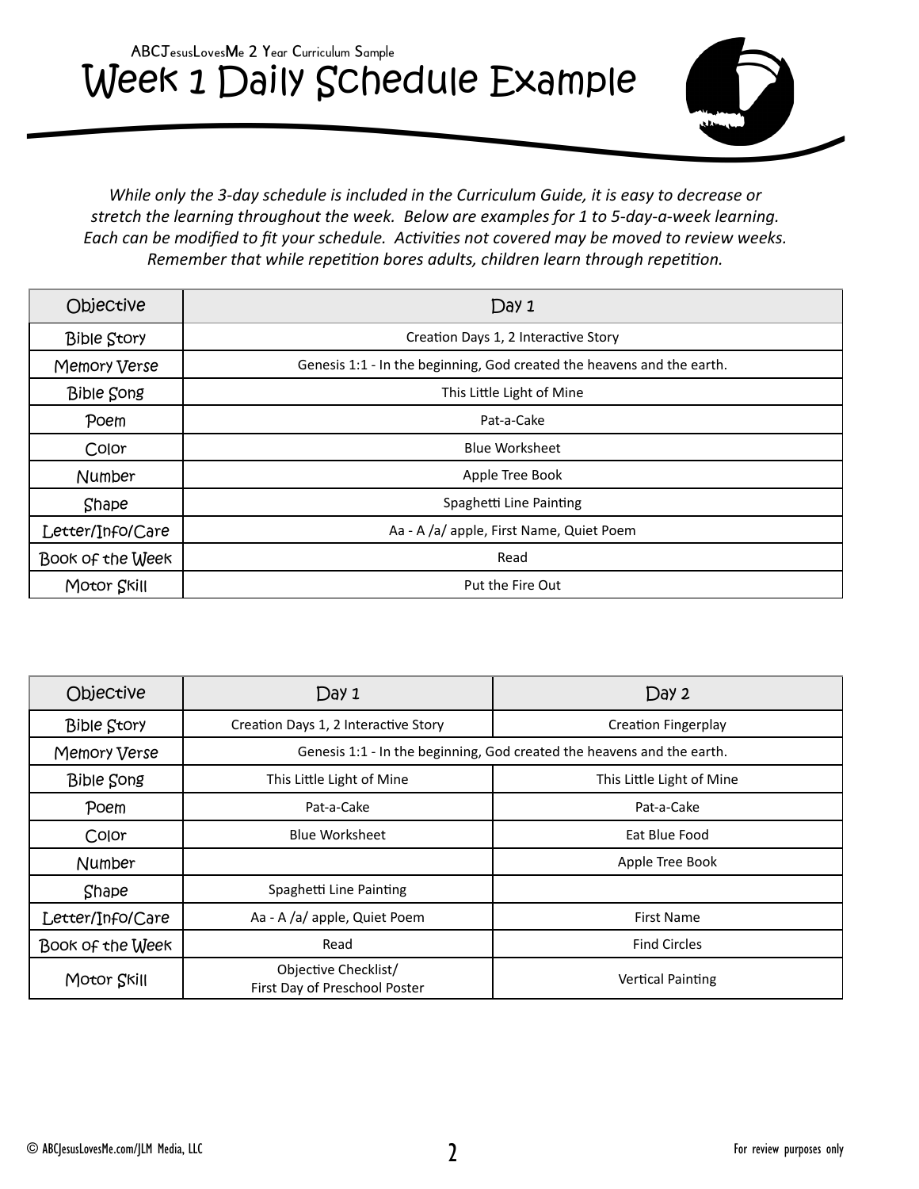ABCJesusLovesMe 2 Year Curriculum Sample

# Week 1 Daily Schedule Example

*While only the 3-day schedule is included in the Curriculum Guide, it is easy to decrease or stretch the learning throughout the week. Below are examples for 1 to 5-day-a-week learning. Each can be modified to fit your schedule. Activities not covered may be moved to review weeks. Remember that while repetition bores adults, children learn through repetition.*

| Objective | Day 1 |
|---|---|
| Bible Story | Creation Days 1, 2 Interactive Story |
| Memory Verse | Genesis 1:1 - In the beginning, God created the heavens and the earth. |
| Bible Song | This Little Light of Mine |
| Poem | Pat-a-Cake |
| Color | Blue Worksheet |
| Number | Apple Tree Book |
| Shape | Spaghetti Line Painting |
| Letter/Info/Care | Aa - A /a/ apple, First Name, Quiet Poem |
| Book of the Week | Read |
| Motor Skill | Put the Fire Out |

| Objective | Day 1 | Day 2 |
|---|---|---|
| Bible Story | Creation Days 1, 2 Interactive Story | Creation Fingerplay |
| Memory Verse | Genesis 1:1 - In the beginning, God created the heavens and the earth. | |
| Bible Song | This Little Light of Mine | This Little Light of Mine |
| Poem | Pat-a-Cake | Pat-a-Cake |
| Color | Blue Worksheet | Eat Blue Food |
| Number | | Apple Tree Book |
| Shape | Spaghetti Line Painting | |
| Letter/Info/Care | Aa - A /a/ apple, Quiet Poem | First Name |
| Book of the Week | Read | Find Circles |
| Motor Skill | Objective Checklist/ First Day of Preschool Poster | Vertical Painting |

© ABCJesusLovesMe.com/JLM Media, LLC

For review purposes only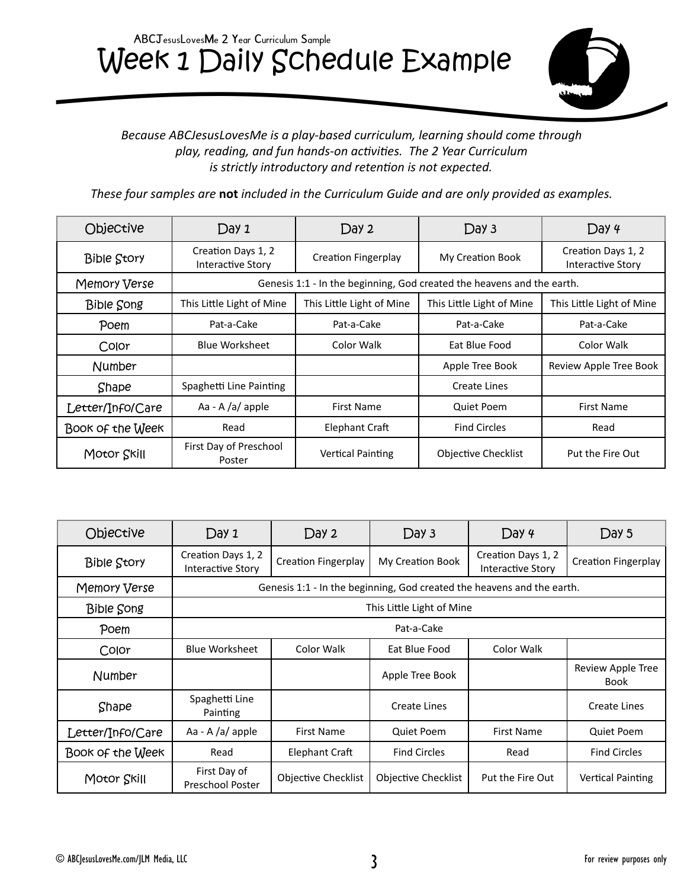ABCJesusLovesMe 2 Year Curriculum Sample

# Week 1 Daily Schedule Example

*Because ABCJesusLovesMe is a play-based curriculum, learning should come through play, reading, and fun hands-on activities. The 2 Year Curriculum is strictly introductory and retention is not expected.*

*These four samples are* **not** *included in the Curriculum Guide and are only provided as examples.*

| Objective | Day 1 | Day 2 | Day 3 | Day 4 |
|---|---|---|---|---|
| Bible Story | Creation Days 1, 2 Interactive Story | Creation Fingerplay | My Creation Book | Creation Days 1, 2 Interactive Story |
| Memory Verse | Genesis 1:1 - In the beginning, God created the heavens and the earth. | | | |
| Bible Song | This Little Light of Mine | This Little Light of Mine | This Little Light of Mine | This Little Light of Mine |
| Poem | Pat-a-Cake | Pat-a-Cake | Pat-a-Cake | Pat-a-Cake |
| Color | Blue Worksheet | Color Walk | Eat Blue Food | Color Walk |
| Number | | | Apple Tree Book | Review Apple Tree Book |
| Shape | Spaghetti Line Painting | | Create Lines | |
| Letter/Info/Care | Aa - A /a/ apple | First Name | Quiet Poem | First Name |
| Book of the Week | Read | Elephant Craft | Find Circles | Read |
| Motor Skill | First Day of Preschool Poster | Vertical Painting | Objective Checklist | Put the Fire Out |

| Objective | Day 1 | Day 2 | Day 3 | Day 4 | Day 5 |
|---|---|---|---|---|---|
| Bible Story | Creation Days 1, 2 Interactive Story | Creation Fingerplay | My Creation Book | Creation Days 1, 2 Interactive Story | Creation Fingerplay |
| Memory Verse | Genesis 1:1 - In the beginning, God created the heavens and the earth. | | | | |
| Bible Song | This Little Light of Mine | | | | |
| Poem | Pat-a-Cake | | | | |
| Color | Blue Worksheet | Color Walk | Eat Blue Food | Color Walk | |
| Number | | | Apple Tree Book | | Review Apple Tree Book |
| Shape | Spaghetti Line Painting | | Create Lines | | Create Lines |
| Letter/Info/Care | Aa - A /a/ apple | First Name | Quiet Poem | First Name | Quiet Poem |
| Book of the Week | Read | Elephant Craft | Find Circles | Read | Find Circles |
| Motor Skill | First Day of Preschool Poster | Objective Checklist | Objective Checklist | Put the Fire Out | Vertical Painting |

© ABCJesusLovesMe.com/JLM Media, LLC

For review purposes only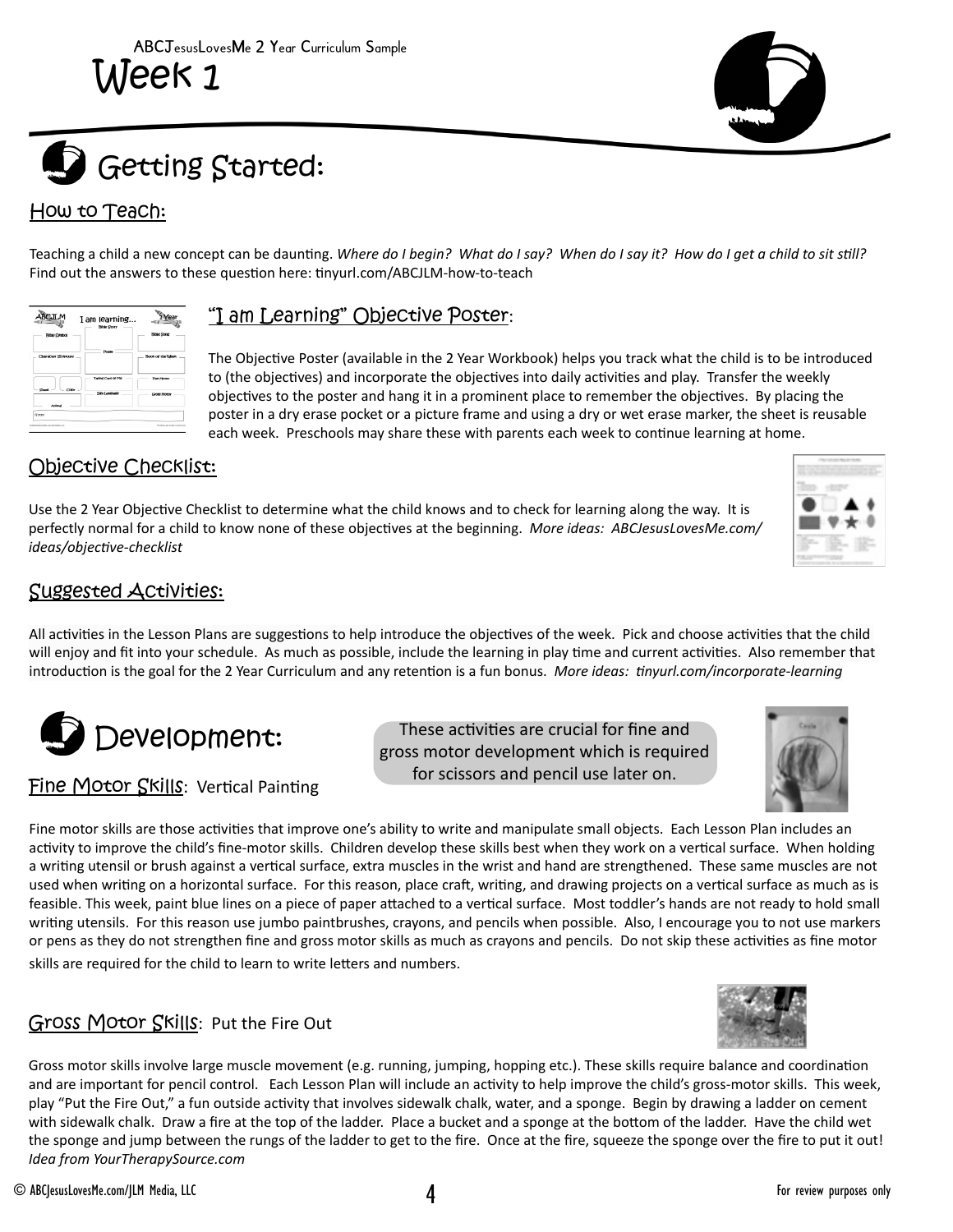# Week 1

## Getting Started:

### How to Teach:

Teaching a child a new concept can be daunting. *Where do I begin? What do I say? When do I say it? How do I get a child to sit still?* Find out the answers to these question here: tinyurl.com/ABCJLM-how-to-teach

### "I am Learning" Objective Poster:

The Objective Poster (available in the 2 Year Workbook) helps you track what the child is to be introduced to (the objectives) and incorporate the objectives into daily activities and play. Transfer the weekly objectives to the poster and hang it in a prominent place to remember the objectives. By placing the poster in a dry erase pocket or a picture frame and using a dry or wet erase marker, the sheet is reusable each week. Preschools may share these with parents each week to continue learning at home.

### Objective Checklist:

Use the 2 Year Objective Checklist to determine what the child knows and to check for learning along the way. It is perfectly normal for a child to know none of these objectives at the beginning. *More ideas: ABCJesusLovesMe.com/ideas/objective-checklist*

### Suggested Activities:

All activities in the Lesson Plans are suggestions to help introduce the objectives of the week. Pick and choose activities that the child will enjoy and fit into your schedule. As much as possible, include the learning in play time and current activities. Also remember that introduction is the goal for the 2 Year Curriculum and any retention is a fun bonus. *More ideas: tinyurl.com/incorporate-learning*

## Development:

These activities are crucial for fine and gross motor development which is required for scissors and pencil use later on.

### Fine Motor Skills: Vertical Painting

Fine motor skills are those activities that improve one's ability to write and manipulate small objects. Each Lesson Plan includes an activity to improve the child's fine-motor skills. Children develop these skills best when they work on a vertical surface. When holding a writing utensil or brush against a vertical surface, extra muscles in the wrist and hand are strengthened. These same muscles are not used when writing on a horizontal surface. For this reason, place craft, writing, and drawing projects on a vertical surface as much as is feasible. This week, paint blue lines on a piece of paper attached to a vertical surface. Most toddler's hands are not ready to hold small writing utensils. For this reason use jumbo paintbrushes, crayons, and pencils when possible. Also, I encourage you to not use markers or pens as they do not strengthen fine and gross motor skills as much as crayons and pencils. Do not skip these activities as fine motor skills are required for the child to learn to write letters and numbers.

### Gross Motor Skills: Put the Fire Out

Gross motor skills involve large muscle movement (e.g. running, jumping, hopping etc.). These skills require balance and coordination and are important for pencil control. Each Lesson Plan will include an activity to help improve the child's gross-motor skills. This week, play "Put the Fire Out," a fun outside activity that involves sidewalk chalk, water, and a sponge. Begin by drawing a ladder on cement with sidewalk chalk. Draw a fire at the top of the ladder. Place a bucket and a sponge at the bottom of the ladder. Have the child wet the sponge and jump between the rungs of the ladder to get to the fire. Once at the fire, squeeze the sponge over the fire to put it out! *Idea from YourTherapySource.com*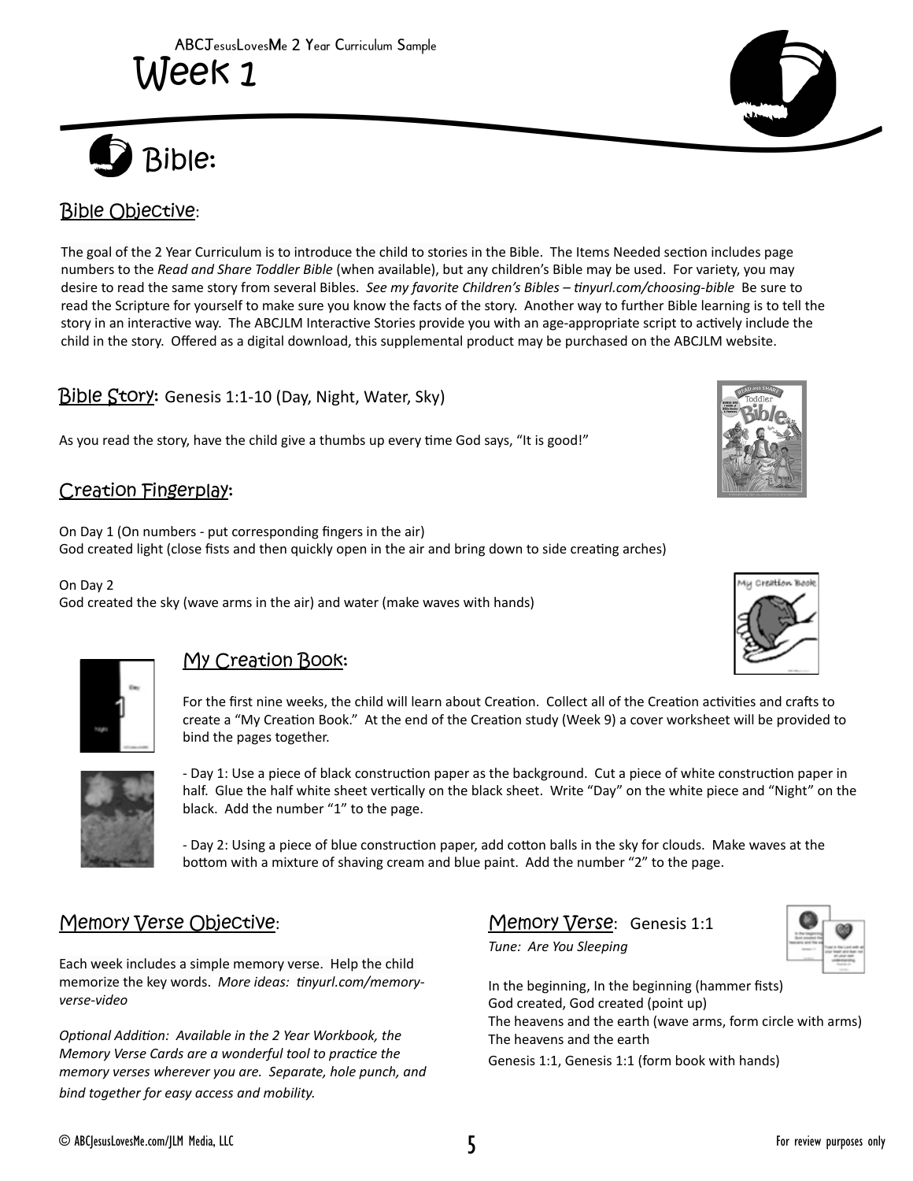# Week 1

## Bible:

### Bible Objective:

The goal of the 2 Year Curriculum is to introduce the child to stories in the Bible. The Items Needed section includes page numbers to the *Read and Share Toddler Bible* (when available), but any children's Bible may be used. For variety, you may desire to read the same story from several Bibles. *See my favorite Children's Bibles – tinyurl.com/choosing-bible* Be sure to read the Scripture for yourself to make sure you know the facts of the story. Another way to further Bible learning is to tell the story in an interactive way. The ABCJLM Interactive Stories provide you with an age-appropriate script to actively include the child in the story. Offered as a digital download, this supplemental product may be purchased on the ABCJLM website.

### Bible Story: Genesis 1:1-10 (Day, Night, Water, Sky)

As you read the story, have the child give a thumbs up every time God says, "It is good!"

### Creation Fingerplay:

On Day 1 (On numbers - put corresponding fingers in the air)
God created light (close fists and then quickly open in the air and bring down to side creating arches)

On Day 2
God created the sky (wave arms in the air) and water (make waves with hands)

### My Creation Book:

For the first nine weeks, the child will learn about Creation. Collect all of the Creation activities and crafts to create a "My Creation Book." At the end of the Creation study (Week 9) a cover worksheet will be provided to bind the pages together.

- Day 1: Use a piece of black construction paper as the background. Cut a piece of white construction paper in half. Glue the half white sheet vertically on the black sheet. Write "Day" on the white piece and "Night" on the black. Add the number "1" to the page.

- Day 2: Using a piece of blue construction paper, add cotton balls in the sky for clouds. Make waves at the bottom with a mixture of shaving cream and blue paint. Add the number "2" to the page.

### Memory Verse Objective:

Each week includes a simple memory verse. Help the child memorize the key words. *More ideas: tinyurl.com/memory-verse-video*

*Optional Addition: Available in the 2 Year Workbook, the Memory Verse Cards are a wonderful tool to practice the memory verses wherever you are. Separate, hole punch, and bind together for easy access and mobility.*

### Memory Verse: Genesis 1:1

*Tune: Are You Sleeping*

In the beginning, In the beginning (hammer fists)
God created, God created (point up)
The heavens and the earth (wave arms, form circle with arms)
The heavens and the earth
Genesis 1:1, Genesis 1:1 (form book with hands)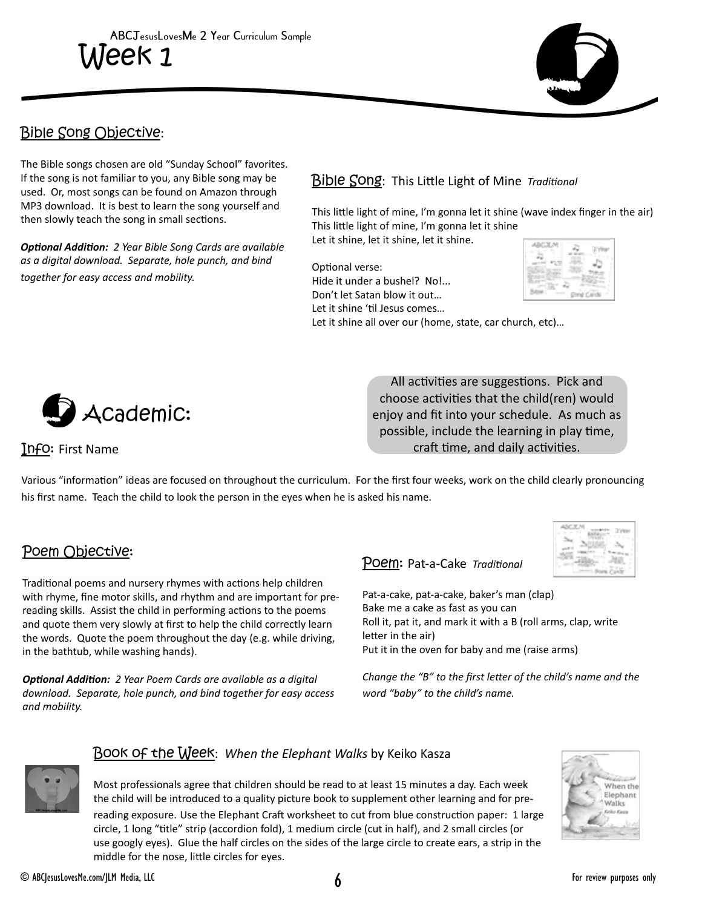# Week 1

## Bible Song Objective:

The Bible songs chosen are old "Sunday School" favorites. If the song is not familiar to you, any Bible song may be used. Or, most songs can be found on Amazon through MP3 download. It is best to learn the song yourself and then slowly teach the song in small sections.

***Optional Addition:** 2 Year Bible Song Cards are available as a digital download. Separate, hole punch, and bind together for easy access and mobility.*

## Bible Song: This Little Light of Mine *Traditional*

This little light of mine, I'm gonna let it shine (wave index finger in the air)
This little light of mine, I'm gonna let it shine
Let it shine, let it shine, let it shine.

Optional verse:
Hide it under a bushel? No!...
Don't let Satan blow it out…
Let it shine 'til Jesus comes…
Let it shine all over our (home, state, car church, etc)…

# Academic:

All activities are suggestions. Pick and choose activities that the child(ren) would enjoy and fit into your schedule. As much as possible, include the learning in play time, craft time, and daily activities.

## Info: First Name

Various "information" ideas are focused on throughout the curriculum. For the first four weeks, work on the child clearly pronouncing his first name. Teach the child to look the person in the eyes when he is asked his name.

## Poem Objective:

Traditional poems and nursery rhymes with actions help children with rhyme, fine motor skills, and rhythm and are important for pre-reading skills. Assist the child in performing actions to the poems and quote them very slowly at first to help the child correctly learn the words. Quote the poem throughout the day (e.g. while driving, in the bathtub, while washing hands).

***Optional Addition:** 2 Year Poem Cards are available as a digital download. Separate, hole punch, and bind together for easy access and mobility.*

## Poem: Pat-a-Cake *Traditional*

Pat-a-cake, pat-a-cake, baker's man (clap)
Bake me a cake as fast as you can
Roll it, pat it, and mark it with a B (roll arms, clap, write letter in the air)
Put it in the oven for baby and me (raise arms)

*Change the "B" to the first letter of the child's name and the word "baby" to the child's name.*

## Book of the Week: *When the Elephant Walks* by Keiko Kasza

Most professionals agree that children should be read to at least 15 minutes a day. Each week the child will be introduced to a quality picture book to supplement other learning and for pre-reading exposure. Use the Elephant Craft worksheet to cut from blue construction paper: 1 large circle, 1 long "title" strip (accordion fold), 1 medium circle (cut in half), and 2 small circles (or use googly eyes). Glue the half circles on the sides of the large circle to create ears, a strip in the middle for the nose, little circles for eyes.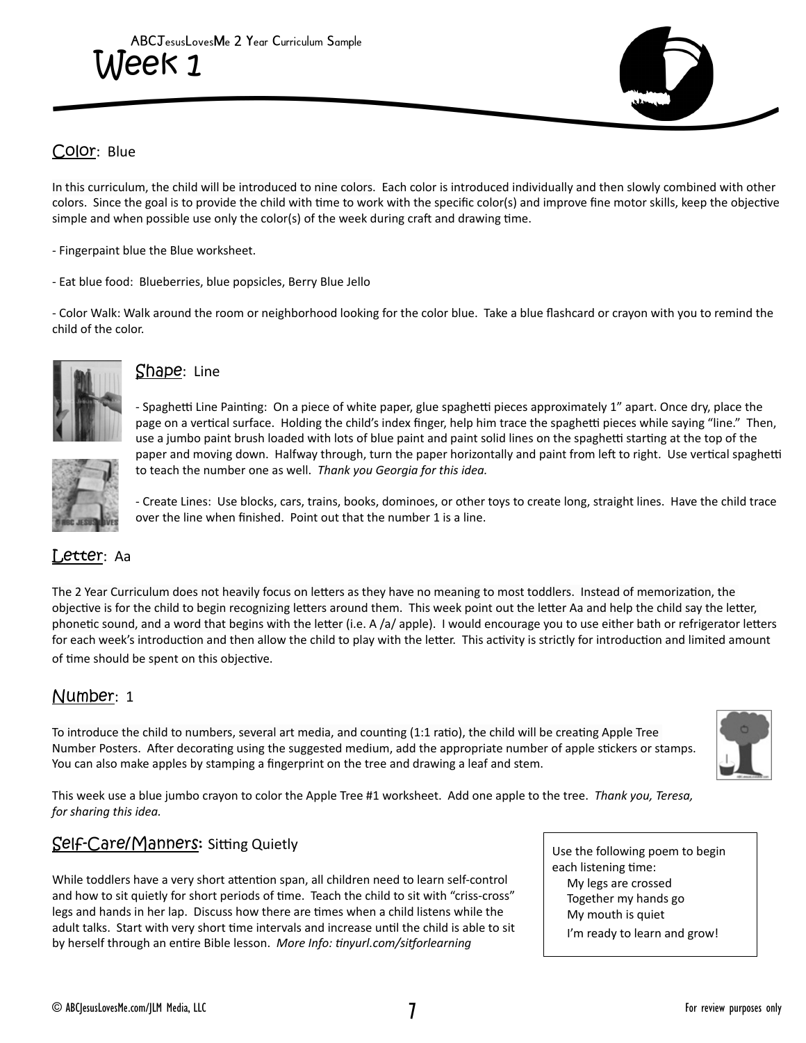# Week 1

## Color: Blue

In this curriculum, the child will be introduced to nine colors. Each color is introduced individually and then slowly combined with other colors. Since the goal is to provide the child with time to work with the specific color(s) and improve fine motor skills, keep the objective simple and when possible use only the color(s) of the week during craft and drawing time.

- Fingerpaint blue the Blue worksheet.

- Eat blue food: Blueberries, blue popsicles, Berry Blue Jello

- Color Walk: Walk around the room or neighborhood looking for the color blue. Take a blue flashcard or crayon with you to remind the child of the color.

## Shape: Line

- Spaghetti Line Painting: On a piece of white paper, glue spaghetti pieces approximately 1" apart. Once dry, place the page on a vertical surface. Holding the child's index finger, help him trace the spaghetti pieces while saying "line." Then, use a jumbo paint brush loaded with lots of blue paint and paint solid lines on the spaghetti starting at the top of the paper and moving down. Halfway through, turn the paper horizontally and paint from left to right. Use vertical spaghetti to teach the number one as well. *Thank you Georgia for this idea.*

- Create Lines: Use blocks, cars, trains, books, dominoes, or other toys to create long, straight lines. Have the child trace over the line when finished. Point out that the number 1 is a line.

## Letter: Aa

The 2 Year Curriculum does not heavily focus on letters as they have no meaning to most toddlers. Instead of memorization, the objective is for the child to begin recognizing letters around them. This week point out the letter Aa and help the child say the letter, phonetic sound, and a word that begins with the letter (i.e. A /a/ apple). I would encourage you to use either bath or refrigerator letters for each week's introduction and then allow the child to play with the letter. This activity is strictly for introduction and limited amount of time should be spent on this objective.

## Number: 1

To introduce the child to numbers, several art media, and counting (1:1 ratio), the child will be creating Apple Tree Number Posters. After decorating using the suggested medium, add the appropriate number of apple stickers or stamps. You can also make apples by stamping a fingerprint on the tree and drawing a leaf and stem.

This week use a blue jumbo crayon to color the Apple Tree #1 worksheet. Add one apple to the tree. *Thank you, Teresa, for sharing this idea.*

## Self-Care/Manners: Sitting Quietly

While toddlers have a very short attention span, all children need to learn self-control and how to sit quietly for short periods of time. Teach the child to sit with "criss-cross" legs and hands in her lap. Discuss how there are times when a child listens while the adult talks. Start with very short time intervals and increase until the child is able to sit by herself through an entire Bible lesson. *More Info: tinyurl.com/sitforlearning*

Use the following poem to begin each listening time:

My legs are crossed
Together my hands go
My mouth is quiet
I'm ready to learn and grow!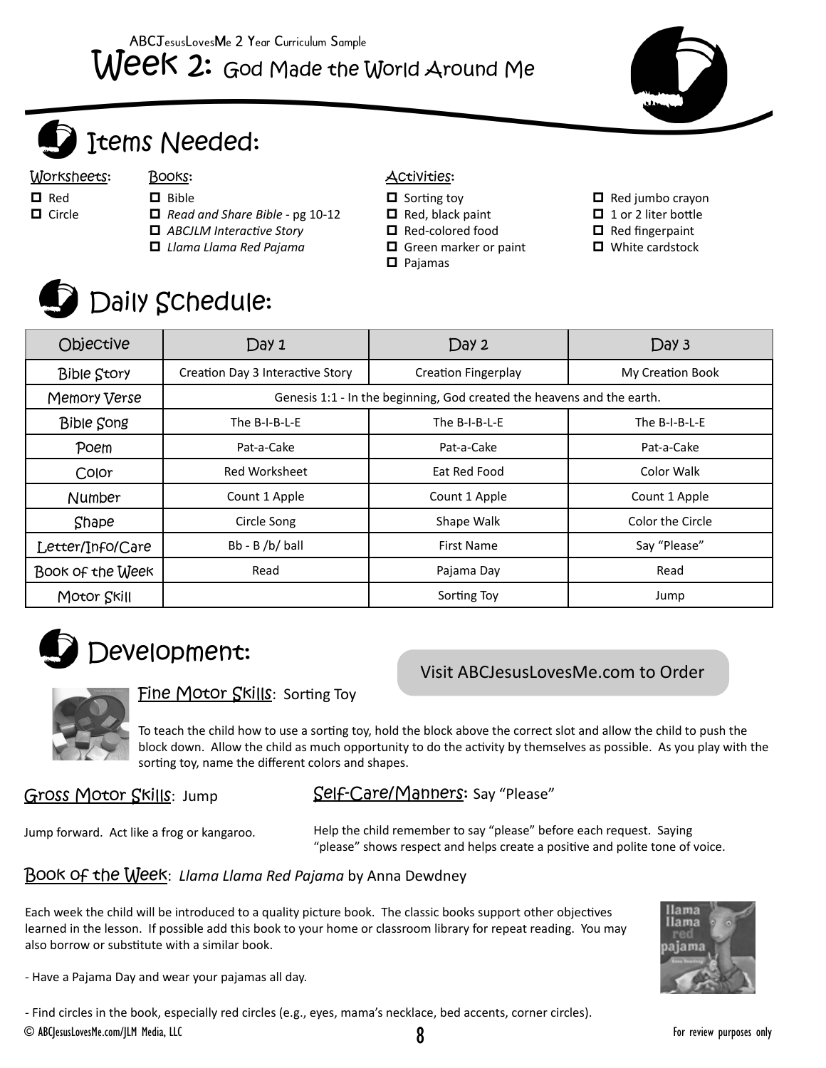ABCJesusLovesMe 2 Year Curriculum Sample

# Week 2: God Made the World Around Me

## Items Needed:

**Worksheets:**
- ☐ Red
- ☐ Circle

**Books:**
- ☐ Bible
- ☐ *Read and Share Bible* - pg 10-12
- ☐ *ABCJLM Interactive Story*
- ☐ *Llama Llama Red Pajama*

**Activities:**
- ☐ Sorting toy
- ☐ Red, black paint
- ☐ Red-colored food
- ☐ Green marker or paint
- ☐ Pajamas
- ☐ Red jumbo crayon
- ☐ 1 or 2 liter bottle
- ☐ Red fingerpaint
- ☐ White cardstock

## Daily Schedule:

| Objective | Day 1 | Day 2 | Day 3 |
|---|---|---|---|
| Bible Story | Creation Day 3 Interactive Story | Creation Fingerplay | My Creation Book |
| Memory Verse | Genesis 1:1 - In the beginning, God created the heavens and the earth. | | |
| Bible Song | The B-I-B-L-E | The B-I-B-L-E | The B-I-B-L-E |
| Poem | Pat-a-Cake | Pat-a-Cake | Pat-a-Cake |
| Color | Red Worksheet | Eat Red Food | Color Walk |
| Number | Count 1 Apple | Count 1 Apple | Count 1 Apple |
| Shape | Circle Song | Shape Walk | Color the Circle |
| Letter/Info/Care | Bb - B /b/ ball | First Name | Say "Please" |
| Book of the Week | Read | Pajama Day | Read |
| Motor Skill | | Sorting Toy | Jump |

## Development:

Visit ABCJesusLovesMe.com to Order

**Fine Motor Skills:** Sorting Toy

To teach the child how to use a sorting toy, hold the block above the correct slot and allow the child to push the block down. Allow the child as much opportunity to do the activity by themselves as possible. As you play with the sorting toy, name the different colors and shapes.

**Gross Motor Skills:** Jump

Jump forward. Act like a frog or kangaroo.

**Self-Care/Manners:** Say "Please"

Help the child remember to say "please" before each request. Saying "please" shows respect and helps create a positive and polite tone of voice.

**Book of the Week:** *Llama Llama Red Pajama* by Anna Dewdney

Each week the child will be introduced to a quality picture book. The classic books support other objectives learned in the lesson. If possible add this book to your home or classroom library for repeat reading. You may also borrow or substitute with a similar book.

- Have a Pajama Day and wear your pajamas all day.

- Find circles in the book, especially red circles (e.g., eyes, mama's necklace, bed accents, corner circles).

© ABCJesusLovesMe.com/JLM Media, LLC — For review purposes only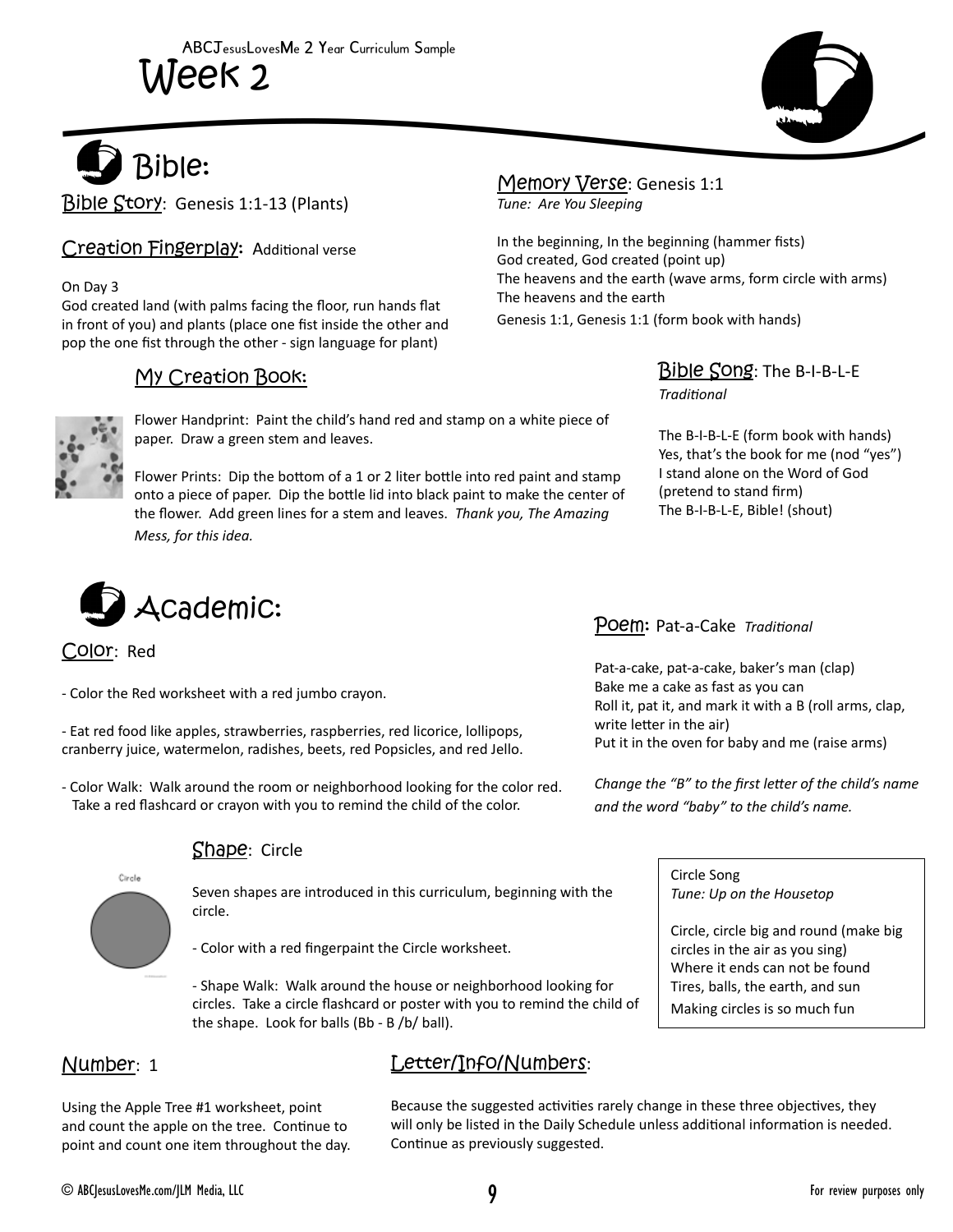ABCJesusLovesMe 2 Year Curriculum Sample

# Week 2

## Bible:

**Bible Story**: Genesis 1:1-13 (Plants)

**Creation Fingerplay:** Additional verse

On Day 3
God created land (with palms facing the floor, run hands flat in front of you) and plants (place one fist inside the other and pop the one fist through the other - sign language for plant)

**Memory Verse**: Genesis 1:1
*Tune: Are You Sleeping*

In the beginning, In the beginning (hammer fists)
God created, God created (point up)
The heavens and the earth (wave arms, form circle with arms)
The heavens and the earth
Genesis 1:1, Genesis 1:1 (form book with hands)

### My Creation Book:

Flower Handprint: Paint the child's hand red and stamp on a white piece of paper. Draw a green stem and leaves.

Flower Prints: Dip the bottom of a 1 or 2 liter bottle into red paint and stamp onto a piece of paper. Dip the bottle lid into black paint to make the center of the flower. Add green lines for a stem and leaves. *Thank you, The Amazing Mess, for this idea.*

**Bible Song**: The B-I-B-L-E
*Traditional*

The B-I-B-L-E (form book with hands)
Yes, that's the book for me (nod "yes")
I stand alone on the Word of God (pretend to stand firm)
The B-I-B-L-E, Bible! (shout)

## Academic:

**Color**: Red

- Color the Red worksheet with a red jumbo crayon.

- Eat red food like apples, strawberries, raspberries, red licorice, lollipops, cranberry juice, watermelon, radishes, beets, red Popsicles, and red Jello.

- Color Walk: Walk around the room or neighborhood looking for the color red. Take a red flashcard or crayon with you to remind the child of the color.

**Poem**: Pat-a-Cake *Traditional*

Pat-a-cake, pat-a-cake, baker's man (clap)
Bake me a cake as fast as you can
Roll it, pat it, and mark it with a B (roll arms, clap, write letter in the air)
Put it in the oven for baby and me (raise arms)

*Change the "B" to the first letter of the child's name and the word "baby" to the child's name.*

**Shape**: Circle

Circle

Seven shapes are introduced in this curriculum, beginning with the circle.

- Color with a red fingerpaint the Circle worksheet.

- Shape Walk: Walk around the house or neighborhood looking for circles. Take a circle flashcard or poster with you to remind the child of the shape. Look for balls (Bb - B /b/ ball).

Circle Song
*Tune: Up on the Housetop*

Circle, circle big and round (make big circles in the air as you sing)
Where it ends can not be found
Tires, balls, the earth, and sun
Making circles is so much fun

**Number**: 1

Using the Apple Tree #1 worksheet, point and count the apple on the tree. Continue to point and count one item throughout the day.

**Letter/Info/Numbers**:

Because the suggested activities rarely change in these three objectives, they will only be listed in the Daily Schedule unless additional information is needed. Continue as previously suggested.

© ABCJesusLovesMe.com/JLM Media, LLC

For review purposes only